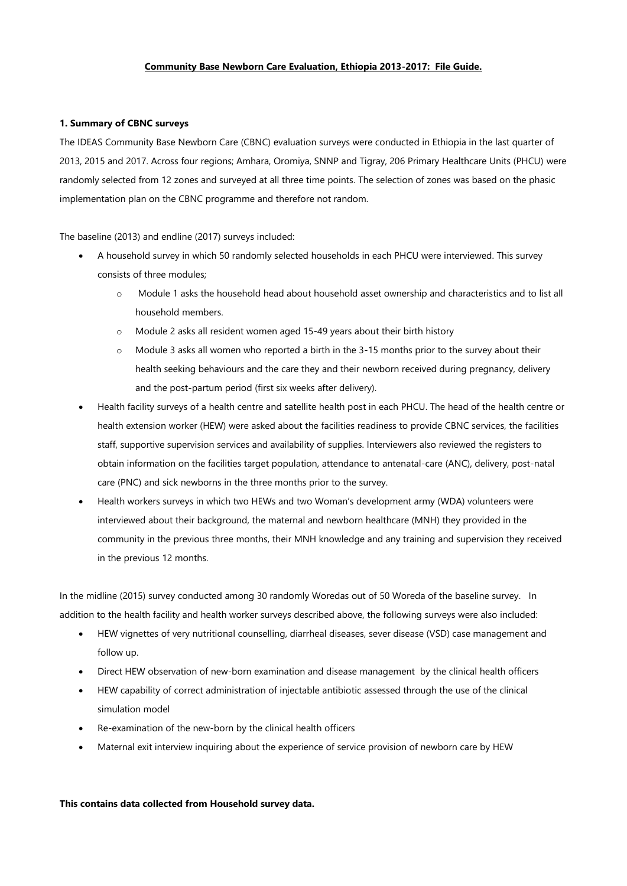**Community Base Newborn Care Evaluation, Ethiopia 2013-2017: File Guide.**

**1. Summary of CBNC surveys**

The IDEAS Community Base Newborn Care (CBNC) evaluation surveys were conducted in Ethiopia in the last quarter of 2013, 2015 and 2017. Across four regions; Amhara, Oromiya, SNNP and Tigray, 206 Primary Healthcare Units (PHCU) were randomly selected from 12 zones and surveyed at all three time points. The selection of zones was based on the phasic implementation plan on the CBNC programme and therefore not random.

The baseline (2013) and endline (2017) surveys included:

- A household survey in which 50 randomly selected households in each PHCU were interviewed. This survey consists of three modules;
  - Module 1 asks the household head about household asset ownership and characteristics and to list all household members.
  - Module 2 asks all resident women aged 15-49 years about their birth history
  - Module 3 asks all women who reported a birth in the 3-15 months prior to the survey about their health seeking behaviours and the care they and their newborn received during pregnancy, delivery and the post-partum period (first six weeks after delivery).
- Health facility surveys of a health centre and satellite health post in each PHCU. The head of the health centre or health extension worker (HEW) were asked about the facilities readiness to provide CBNC services, the facilities staff, supportive supervision services and availability of supplies. Interviewers also reviewed the registers to obtain information on the facilities target population, attendance to antenatal-care (ANC), delivery, post-natal care (PNC) and sick newborns in the three months prior to the survey.
- Health workers surveys in which two HEWs and two Woman's development army (WDA) volunteers were interviewed about their background, the maternal and newborn healthcare (MNH) they provided in the community in the previous three months, their MNH knowledge and any training and supervision they received in the previous 12 months.

In the midline (2015) survey conducted among 30 randomly Woredas out of 50 Woreda of the baseline survey. In addition to the health facility and health worker surveys described above, the following surveys were also included:

- HEW vignettes of very nutritional counselling, diarrheal diseases, sever disease (VSD) case management and follow up.
- Direct HEW observation of new-born examination and disease management by the clinical health officers
- HEW capability of correct administration of injectable antibiotic assessed through the use of the clinical simulation model
- Re-examination of the new-born by the clinical health officers
- Maternal exit interview inquiring about the experience of service provision of newborn care by HEW

**This contains data collected from Household survey data.**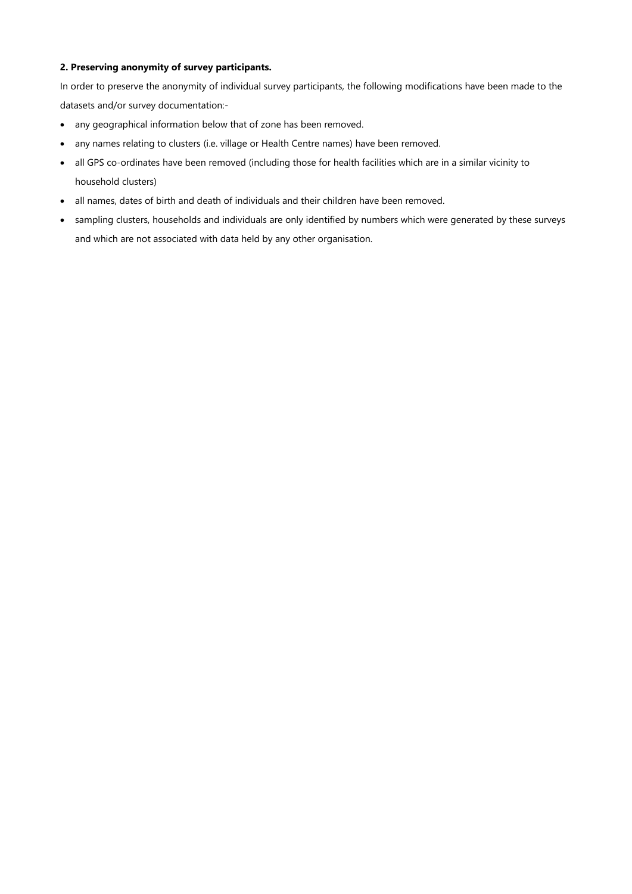**2. Preserving anonymity of survey participants.**

In order to preserve the anonymity of individual survey participants, the following modifications have been made to the datasets and/or survey documentation:-

- any geographical information below that of zone has been removed.
- any names relating to clusters (i.e. village or Health Centre names) have been removed.
- all GPS co-ordinates have been removed (including those for health facilities which are in a similar vicinity to household clusters)
- all names, dates of birth and death of individuals and their children have been removed.
- sampling clusters, households and individuals are only identified by numbers which were generated by these surveys and which are not associated with data held by any other organisation.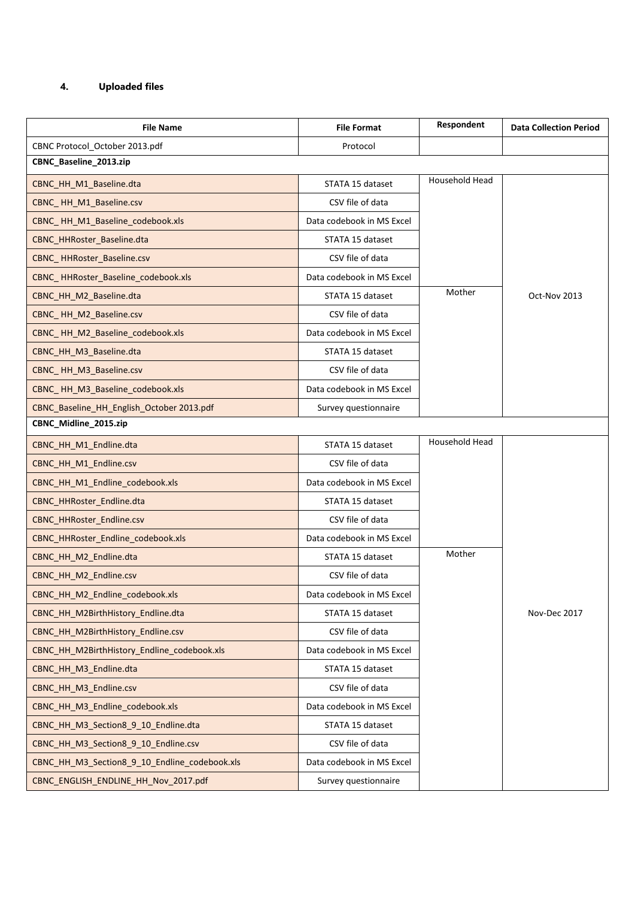#### 4. Uploaded files

| File Name | File Format | Respondent | Data Collection Period |
|---|---|---|---|
| CBNC Protocol_October 2013.pdf | Protocol | | |
| **CBNC_Baseline_2013.zip** | | | |
| CBNC_HH_M1_Baseline.dta | STATA 15 dataset | Household Head | Oct-Nov 2013 |
| CBNC_ HH_M1_Baseline.csv | CSV file of data | | |
| CBNC_ HH_M1_Baseline_codebook.xls | Data codebook in MS Excel | | |
| CBNC_HHRoster_Baseline.dta | STATA 15 dataset | | |
| CBNC_ HHRoster_Baseline.csv | CSV file of data | | |
| CBNC_ HHRoster_Baseline_codebook.xls | Data codebook in MS Excel | | |
| CBNC_HH_M2_Baseline.dta | STATA 15 dataset | Mother | |
| CBNC_ HH_M2_Baseline.csv | CSV file of data | | |
| CBNC_ HH_M2_Baseline_codebook.xls | Data codebook in MS Excel | | |
| CBNC_HH_M3_Baseline.dta | STATA 15 dataset | | |
| CBNC_ HH_M3_Baseline.csv | CSV file of data | | |
| CBNC_ HH_M3_Baseline_codebook.xls | Data codebook in MS Excel | | |
| CBNC_Baseline_HH_English_October 2013.pdf | Survey questionnaire | | |
| **CBNC_Midline_2015.zip** | | | |
| CBNC_HH_M1_Endline.dta | STATA 15 dataset | Household Head | Nov-Dec 2017 |
| CBNC_HH_M1_Endline.csv | CSV file of data | | |
| CBNC_HH_M1_Endline_codebook.xls | Data codebook in MS Excel | | |
| CBNC_HHRoster_Endline.dta | STATA 15 dataset | | |
| CBNC_HHRoster_Endline.csv | CSV file of data | | |
| CBNC_HHRoster_Endline_codebook.xls | Data codebook in MS Excel | | |
| CBNC_HH_M2_Endline.dta | STATA 15 dataset | Mother | |
| CBNC_HH_M2_Endline.csv | CSV file of data | | |
| CBNC_HH_M2_Endline_codebook.xls | Data codebook in MS Excel | | |
| CBNC_HH_M2BirthHistory_Endline.dta | STATA 15 dataset | | |
| CBNC_HH_M2BirthHistory_Endline.csv | CSV file of data | | |
| CBNC_HH_M2BirthHistory_Endline_codebook.xls | Data codebook in MS Excel | | |
| CBNC_HH_M3_Endline.dta | STATA 15 dataset | | |
| CBNC_HH_M3_Endline.csv | CSV file of data | | |
| CBNC_HH_M3_Endline_codebook.xls | Data codebook in MS Excel | | |
| CBNC_HH_M3_Section8_9_10_Endline.dta | STATA 15 dataset | | |
| CBNC_HH_M3_Section8_9_10_Endline.csv | CSV file of data | | |
| CBNC_HH_M3_Section8_9_10_Endline_codebook.xls | Data codebook in MS Excel | | |
| CBNC_ENGLISH_ENDLINE_HH_Nov_2017.pdf | Survey questionnaire | | |